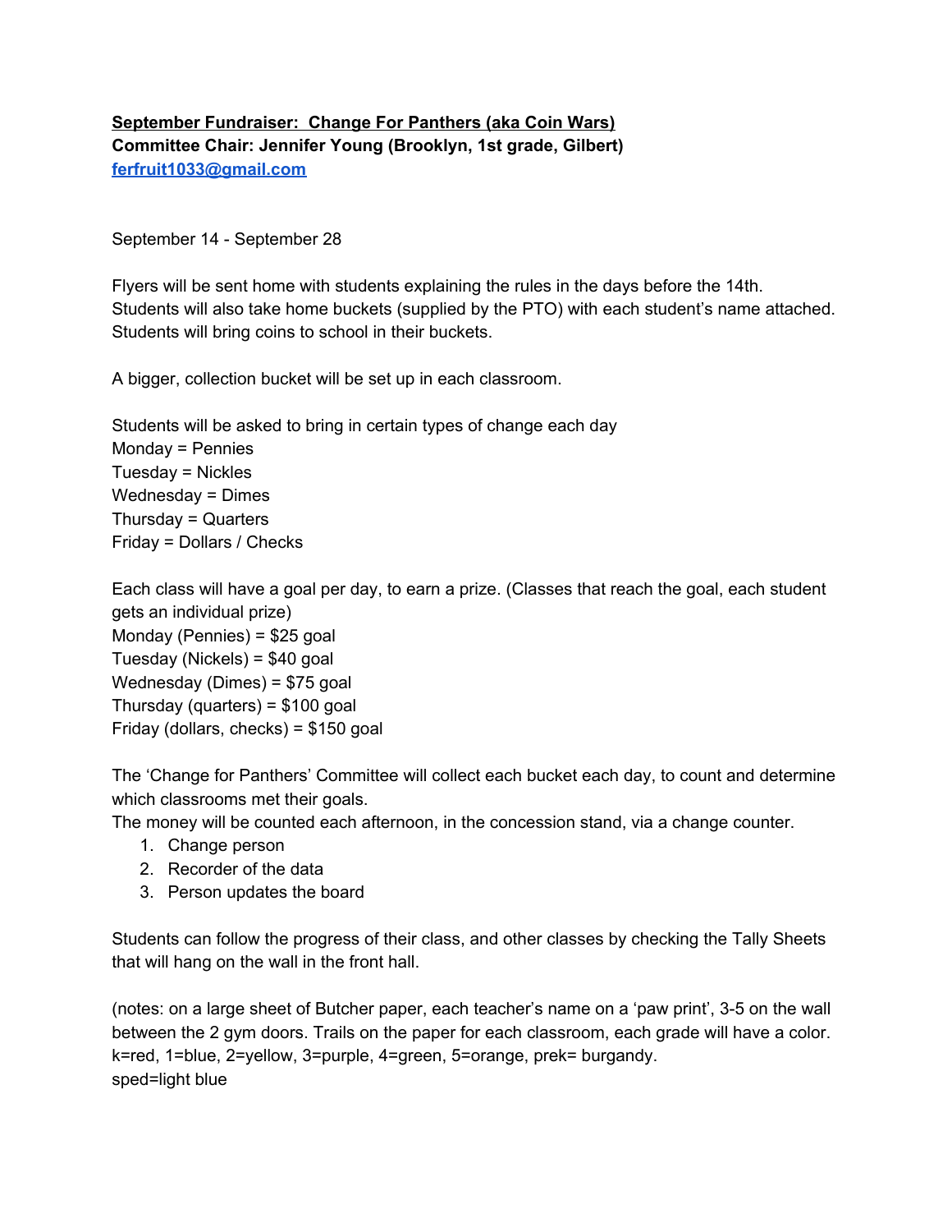**<u>September Fundraiser: Change For Panthers (aka Coin Wars)</u>**
**Committee Chair: Jennifer Young (Brooklyn, 1st grade, Gilbert)**
**[ferfruit1033@gmail.com](mailto:ferfruit1033@gmail.com)**

September 14 - September 28

Flyers will be sent home with students explaining the rules in the days before the 14th.
Students will also take home buckets (supplied by the PTO) with each student's name attached.
Students will bring coins to school in their buckets.

A bigger, collection bucket will be set up in each classroom.

Students will be asked to bring in certain types of change each day
Monday = Pennies
Tuesday = Nickles
Wednesday = Dimes
Thursday = Quarters
Friday = Dollars / Checks

Each class will have a goal per day, to earn a prize. (Classes that reach the goal, each student gets an individual prize)
Monday (Pennies) = $25 goal
Tuesday (Nickels) = $40 goal
Wednesday (Dimes) = $75 goal
Thursday (quarters) = $100 goal
Friday (dollars, checks) = $150 goal

The 'Change for Panthers' Committee will collect each bucket each day, to count and determine which classrooms met their goals.
The money will be counted each afternoon, in the concession stand, via a change counter.

1. Change person
2. Recorder of the data
3. Person updates the board

Students can follow the progress of their class, and other classes by checking the Tally Sheets that will hang on the wall in the front hall.

(notes: on a large sheet of Butcher paper, each teacher's name on a 'paw print', 3-5 on the wall between the 2 gym doors. Trails on the paper for each classroom, each grade will have a color. k=red, 1=blue, 2=yellow, 3=purple, 4=green, 5=orange, prek= burgandy.
sped=light blue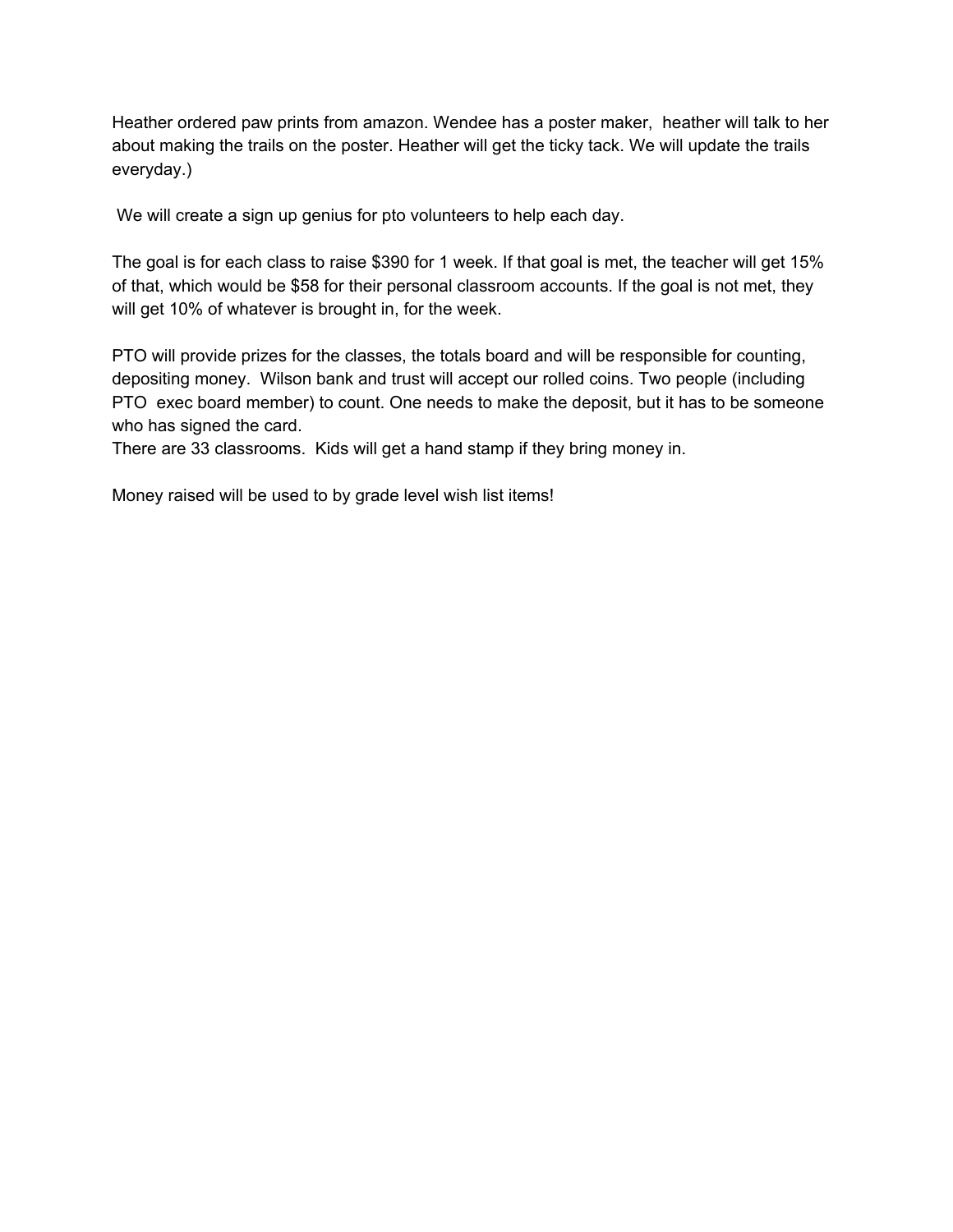Heather ordered paw prints from amazon. Wendee has a poster maker,  heather will talk to her about making the trails on the poster. Heather will get the ticky tack. We will update the trails everyday.)

We will create a sign up genius for pto volunteers to help each day.

The goal is for each class to raise $390 for 1 week. If that goal is met, the teacher will get 15% of that, which would be $58 for their personal classroom accounts. If the goal is not met, they will get 10% of whatever is brought in, for the week.

PTO will provide prizes for the classes, the totals board and will be responsible for counting, depositing money.  Wilson bank and trust will accept our rolled coins. Two people (including PTO  exec board member) to count. One needs to make the deposit, but it has to be someone who has signed the card.
There are 33 classrooms.  Kids will get a hand stamp if they bring money in.

Money raised will be used to by grade level wish list items!